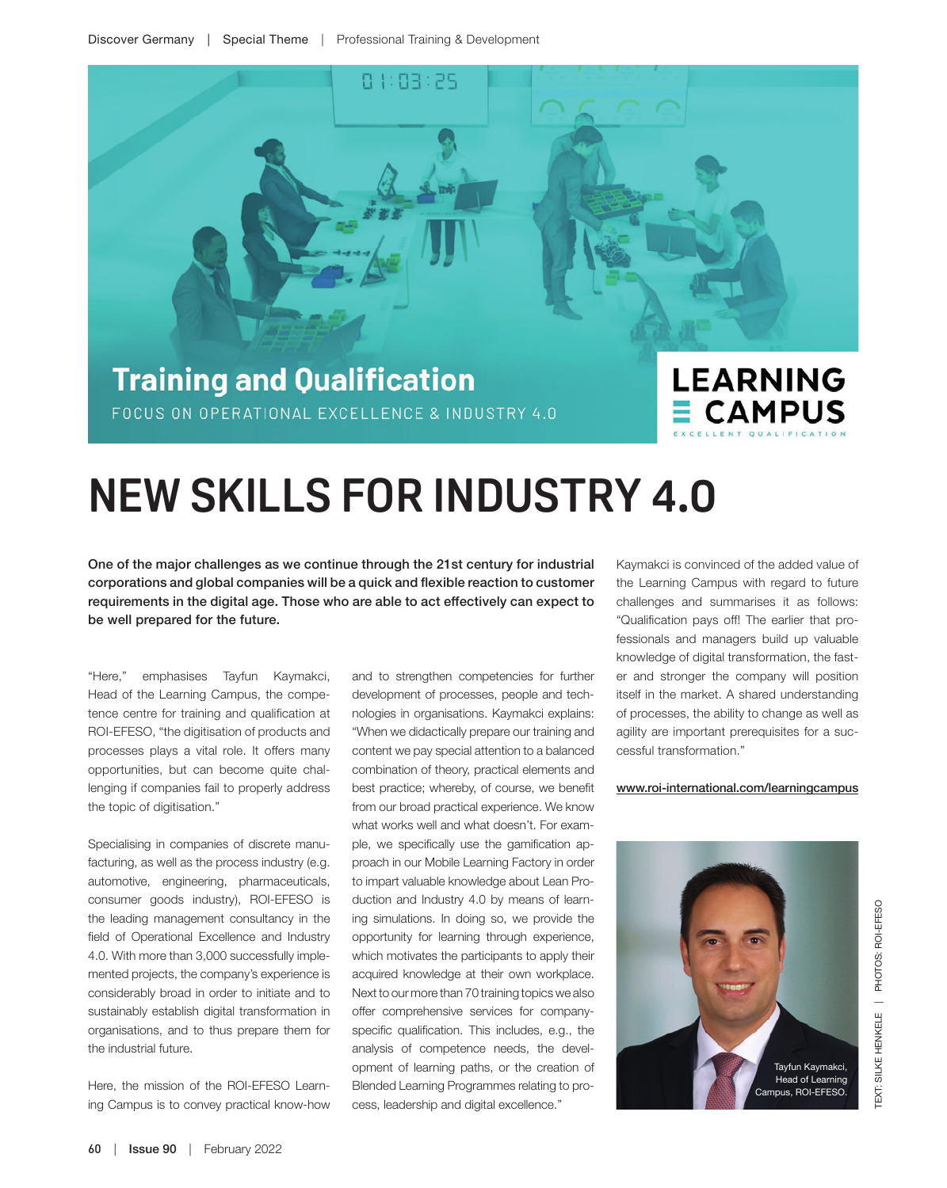## Training and Qualification

FOCUS ON OPERATIONAL EXCELLENCE & INDUSTRY 4.0

LEARNING CAMPUS
EXCELLENT QUALIFICATION

# NEW SKILLS FOR INDUSTRY 4.0

**One of the major challenges as we continue through the 21st century for industrial corporations and global companies will be a quick and flexible reaction to customer requirements in the digital age. Those who are able to act effectively can expect to be well prepared for the future.**

"Here," emphasises Tayfun Kaymakci, Head of the Learning Campus, the competence centre for training and qualification at ROI-EFESO, "the digitisation of products and processes plays a vital role. It offers many opportunities, but can become quite challenging if companies fail to properly address the topic of digitisation."

Specialising in companies of discrete manufacturing, as well as the process industry (e.g. automotive, engineering, pharmaceuticals, consumer goods industry), ROI-EFESO is the leading management consultancy in the field of Operational Excellence and Industry 4.0. With more than 3,000 successfully implemented projects, the company's experience is considerably broad in order to initiate and to sustainably establish digital transformation in organisations, and to thus prepare them for the industrial future.

Here, the mission of the ROI-EFESO Learning Campus is to convey practical know-how and to strengthen competencies for further development of processes, people and technologies in organisations. Kaymakci explains: "When we didactically prepare our training and content we pay special attention to a balanced combination of theory, practical elements and best practice; whereby, of course, we benefit from our broad practical experience. We know what works well and what doesn't. For example, we specifically use the gamification approach in our Mobile Learning Factory in order to impart valuable knowledge about Lean Production and Industry 4.0 by means of learning simulations. In doing so, we provide the opportunity for learning through experience, which motivates the participants to apply their acquired knowledge at their own workplace. Next to our more than 70 training topics we also offer comprehensive services for company-specific qualification. This includes, e.g., the analysis of competence needs, the development of learning paths, or the creation of Blended Learning Programmes relating to process, leadership and digital excellence."

Kaymakci is convinced of the added value of the Learning Campus with regard to future challenges and summarises it as follows: "Qualification pays off! The earlier that professionals and managers build up valuable knowledge of digital transformation, the faster and stronger the company will position itself in the market. A shared understanding of processes, the ability to change as well as agility are important prerequisites for a successful transformation."

www.roi-international.com/learningcampus

Tayfun Kaymakci, Head of Learning Campus, ROI-EFESO.

TEXT: SILKE HENKELE | PHOTOS: ROI-EFESO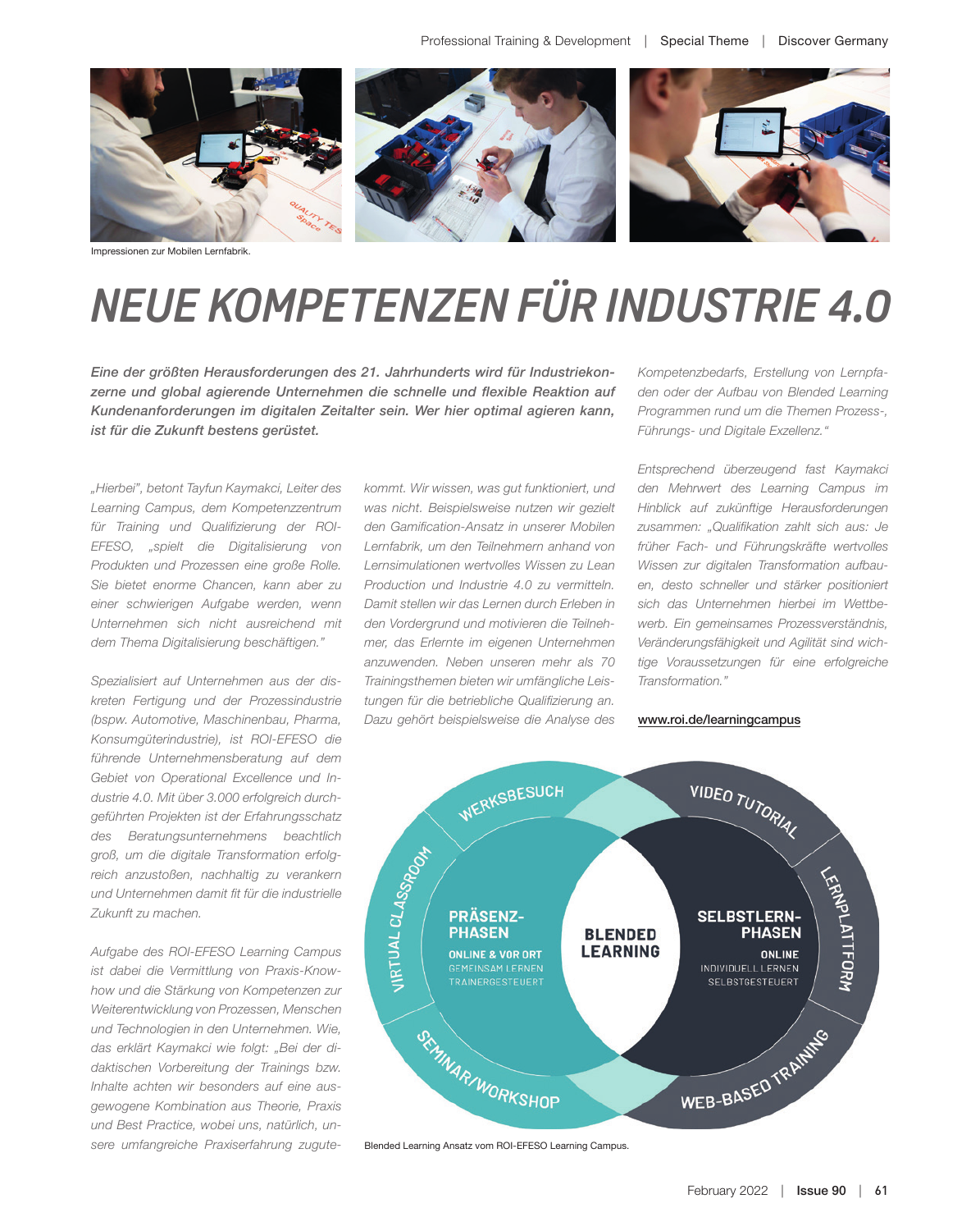Impressionen zur Mobilen Lernfabrik.

# NEUE KOMPETENZEN FÜR INDUSTRIE 4.0

***Eine der größten Herausforderungen des 21. Jahrhunderts wird für Industriekonzerne und global agierende Unternehmen die schnelle und flexible Reaktion auf Kundenanforderungen im digitalen Zeitalter sein. Wer hier optimal agieren kann, ist für die Zukunft bestens gerüstet.***

*„Hierbei", betont Tayfun Kaymakci, Leiter des Learning Campus, dem Kompetenzzentrum für Training und Qualifizierung der ROI-EFESO, „spielt die Digitalisierung von Produkten und Prozessen eine große Rolle. Sie bietet enorme Chancen, kann aber zu einer schwierigen Aufgabe werden, wenn Unternehmen sich nicht ausreichend mit dem Thema Digitalisierung beschäftigen."*

*Spezialisiert auf Unternehmen aus der diskreten Fertigung und der Prozessindustrie (bspw. Automotive, Maschinenbau, Pharma, Konsumgüterindustrie), ist ROI-EFESO die führende Unternehmensberatung auf dem Gebiet von Operational Excellence und Industrie 4.0. Mit über 3.000 erfolgreich durchgeführten Projekten ist der Erfahrungsschatz des Beratungsunternehmens beachtlich groß, um die digitale Transformation erfolgreich anzustoßen, nachhaltig zu verankern und Unternehmen damit fit für die industrielle Zukunft zu machen.*

*Aufgabe des ROI-EFESO Learning Campus ist dabei die Vermittlung von Praxis-Know-how und die Stärkung von Kompetenzen zur Weiterentwicklung von Prozessen, Menschen und Technologien in den Unternehmen. Wie, das erklärt Kaymakci wie folgt: „Bei der didaktischen Vorbereitung der Trainings bzw. Inhalte achten wir besonders auf eine ausgewogene Kombination aus Theorie, Praxis und Best Practice, wobei uns, natürlich, unsere umfangreiche Praxiserfahrung zugutekommt. Wir wissen, was gut funktioniert, und was nicht. Beispielsweise nutzen wir gezielt den Gamification-Ansatz in unserer Mobilen Lernfabrik, um den Teilnehmern anhand von Lernsimulationen wertvolles Wissen zu Lean Production und Industrie 4.0 zu vermitteln. Damit stellen wir das Lernen durch Erleben in den Vordergrund und motivieren die Teilnehmer, das Erlernte im eigenen Unternehmen anzuwenden. Neben unseren mehr als 70 Trainingsthemen bieten wir umfängliche Leistungen für die betriebliche Qualifizierung an. Dazu gehört beispielsweise die Analyse des Kompetenzbedarfs, Erstellung von Lernpfaden oder der Aufbau von Blended Learning Programmen rund um die Themen Prozess-, Führungs- und Digitale Exzellenz."*

*Entsprechend überzeugend fast Kaymakci den Mehrwert des Learning Campus im Hinblick auf zukünftige Herausforderungen zusammen: „Qualifikation zahlt sich aus: Je früher Fach- und Führungskräfte wertvolles Wissen zur digitalen Transformation aufbauen, desto schneller und stärker positioniert sich das Unternehmen hierbei im Wettbewerb. Ein gemeinsames Prozessverständnis, Veränderungsfähigkeit und Agilität sind wichtige Voraussetzungen für eine erfolgreiche Transformation."*

**www.roi.de/learningcampus**

WERKSBESUCH
VIDEO TUTORIAL
LERNPLATTFORM
WEB-BASED TRAINING
SEMINAR/WORKSHOP
VIRTUAL CLASSROOM
PRÄSENZ-PHASEN
ONLINE & VOR ORT
GEMEINSAM LERNEN
TRAINERGESTEUERT
BLENDED LEARNING
SELBSTLERN-PHASEN
ONLINE
INDIVIDUELL LERNEN
SELBSTGESTEUERT

Blended Learning Ansatz vom ROI-EFESO Learning Campus.